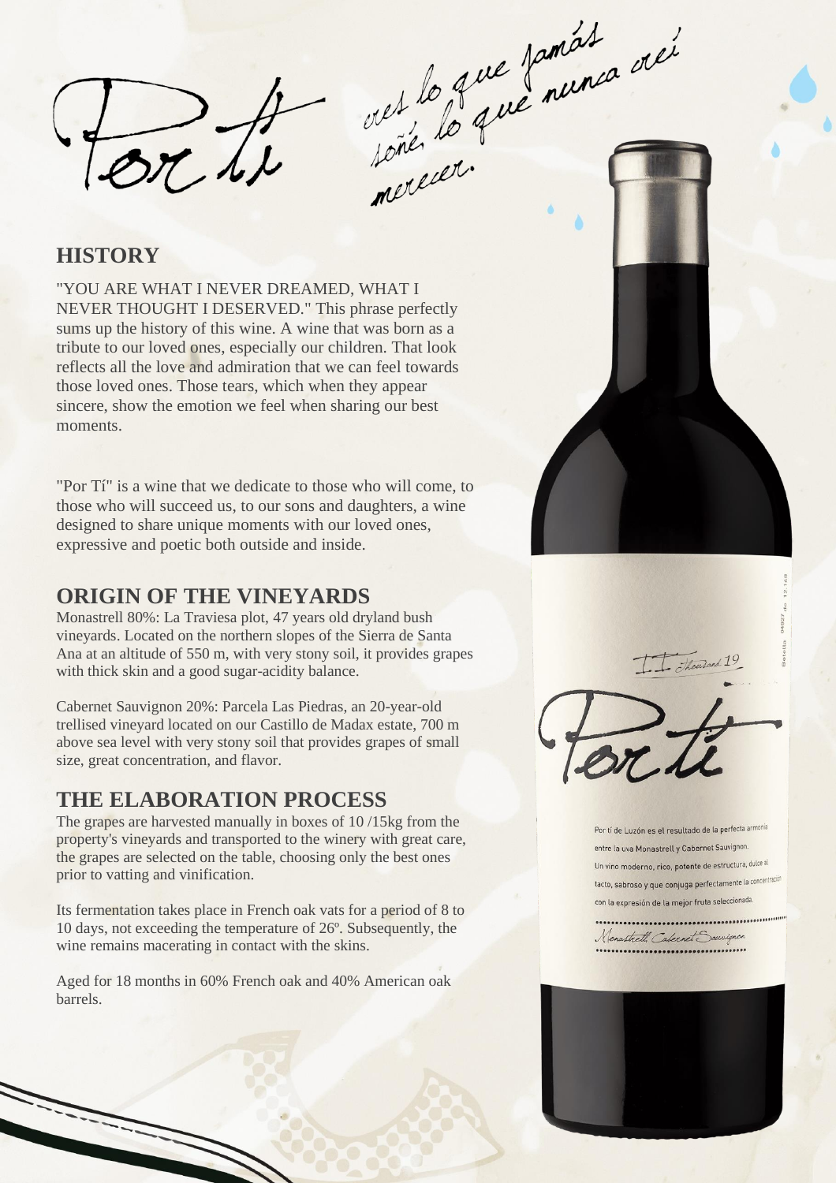# Por tí

*eres lo que jamás soñé, lo que nunca creí merecer.*

## HISTORY

"YOU ARE WHAT I NEVER DREAMED, WHAT I NEVER THOUGHT I DESERVED." This phrase perfectly sums up the history of this wine. A wine that was born as a tribute to our loved ones, especially our children. That look reflects all the love and admiration that we can feel towards those loved ones. Those tears, which when they appear sincere, show the emotion we feel when sharing our best moments.

"Por Tí" is a wine that we dedicate to those who will come, to those who will succeed us, to our sons and daughters, a wine designed to share unique moments with our loved ones, expressive and poetic both outside and inside.

## ORIGIN OF THE VINEYARDS

Monastrell 80%: La Traviesa plot, 47 years old dryland bush vineyards. Located on the northern slopes of the Sierra de Santa Ana at an altitude of 550 m, with very stony soil, it provides grapes with thick skin and a good sugar-acidity balance.

Cabernet Sauvignon 20%: Parcela Las Piedras, an 20-year-old trellised vineyard located on our Castillo de Madax estate, 700 m above sea level with very stony soil that provides grapes of small size, great concentration, and flavor.

## THE ELABORATION PROCESS

The grapes are harvested manually in boxes of 10 /15kg from the property's vineyards and transported to the winery with great care, the grapes are selected on the table, choosing only the best ones prior to vatting and vinification.

Its fermentation takes place in French oak vats for a period of 8 to 10 days, not exceeding the temperature of 26º. Subsequently, the wine remains macerating in contact with the skins.

Aged for 18 months in 60% French oak and 40% American oak barrels.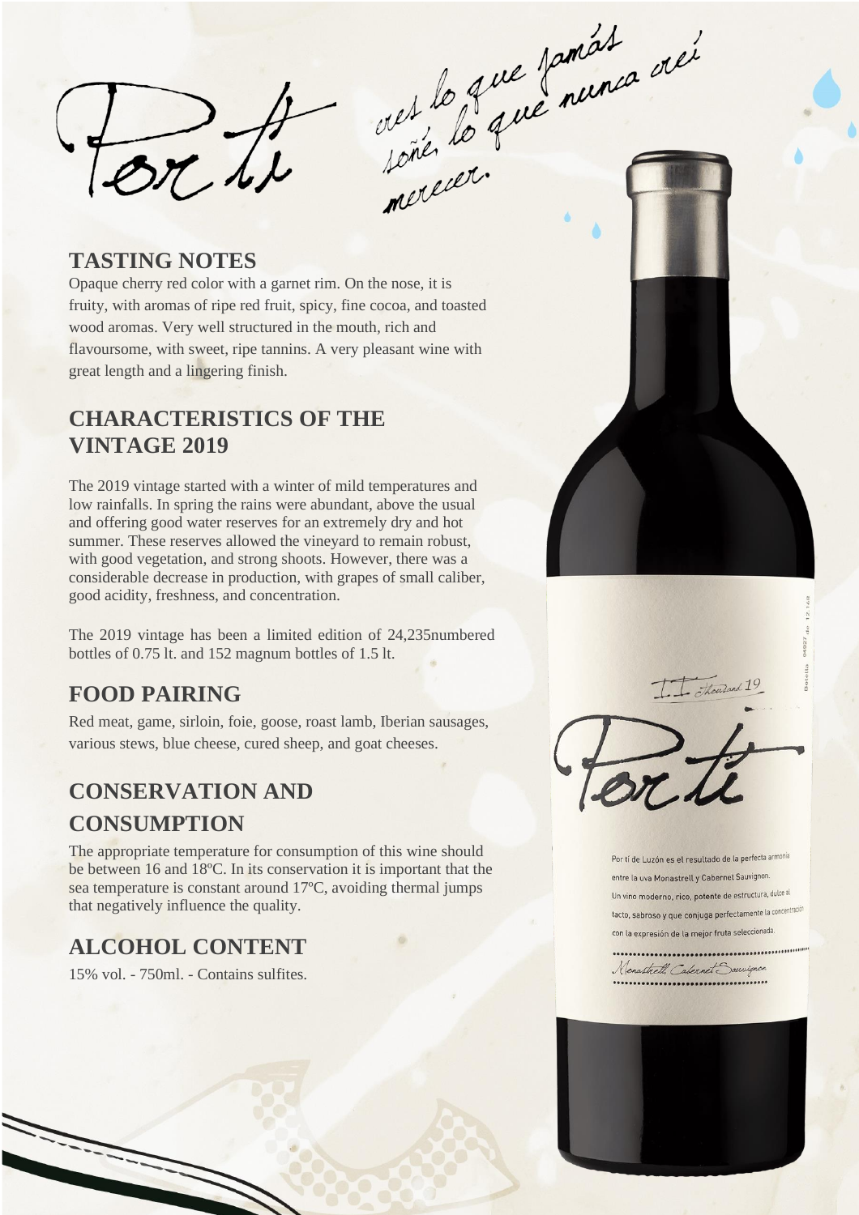Por ti

eres lo que jamás soñé, lo que nunca creí merecer.

## TASTING NOTES

Opaque cherry red color with a garnet rim. On the nose, it is fruity, with aromas of ripe red fruit, spicy, fine cocoa, and toasted wood aromas. Very well structured in the mouth, rich and flavoursome, with sweet, ripe tannins. A very pleasant wine with great length and a lingering finish.

## CHARACTERISTICS OF THE VINTAGE 2019

The 2019 vintage started with a winter of mild temperatures and low rainfalls. In spring the rains were abundant, above the usual and offering good water reserves for an extremely dry and hot summer. These reserves allowed the vineyard to remain robust, with good vegetation, and strong shoots. However, there was a considerable decrease in production, with grapes of small caliber, good acidity, freshness, and concentration.

The 2019 vintage has been a limited edition of 24,235numbered bottles of 0.75 lt. and 152 magnum bottles of 1.5 lt.

## FOOD PAIRING

Red meat, game, sirloin, foie, goose, roast lamb, Iberian sausages, various stews, blue cheese, cured sheep, and goat cheeses.

## CONSERVATION AND CONSUMPTION

The appropriate temperature for consumption of this wine should be between 16 and 18ºC. In its conservation it is important that the sea temperature is constant around 17ºC, avoiding thermal jumps that negatively influence the quality.

## ALCOHOL CONTENT

15% vol. - 750ml. - Contains sulfites.